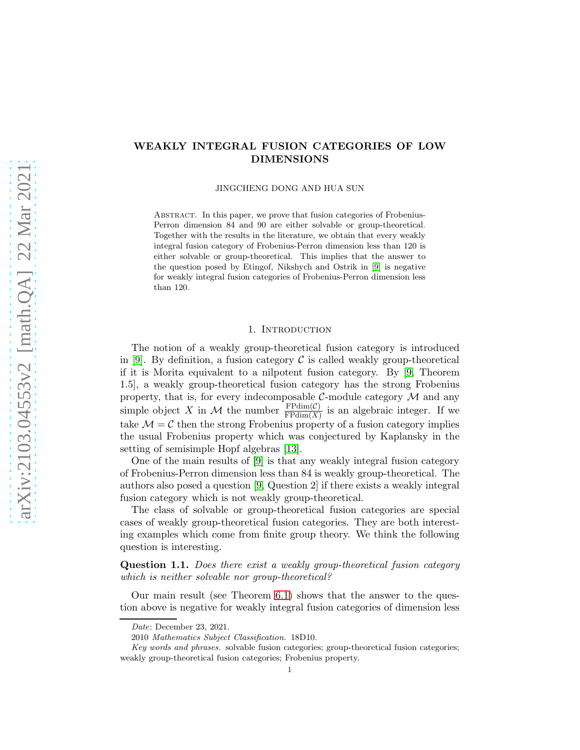# WEAKLY INTEGRAL FUSION CATEGORIES OF LOW DIMENSIONS

JINGCHENG DONG AND HUA SUN

Abstract. In this paper, we prove that fusion categories of Frobenius-Perron dimension 84 and 90 are either solvable or group-theoretical. Together with the results in the literature, we obtain that every weakly integral fusion category of Frobenius-Perron dimension less than 120 is either solvable or group-theoretical. This implies that the answer to the question posed by Etingof, Nikshych and Ostrik in [9] is negative for weakly integral fusion categories of Frobenius-Perron dimension less than 120.

## 1. Introduction

The notion of a weakly group-theoretical fusion category is introduced in [9]. By definition, a fusion category $\mathcal{C}$ is called weakly group-theoretical if it is Morita equivalent to a nilpotent fusion category. By [9, Theorem 1.5], a weakly group-theoretical fusion category has the strong Frobenius property, that is, for every indecomposable $\mathcal{C}$-module category $\mathcal{M}$ and any simple object $X$ in $\mathcal{M}$ the number $\frac{\mathrm{FPdim}(\mathcal{C})}{\mathrm{FPdim}(X)}$ is an algebraic integer. If we take $\mathcal{M} = \mathcal{C}$ then the strong Frobenius property of a fusion category implies the usual Frobenius property which was conjectured by Kaplansky in the setting of semisimple Hopf algebras [13].

One of the main results of [9] is that any weakly integral fusion category of Frobenius-Perron dimension less than 84 is weakly group-theoretical. The authors also posed a question [9, Question 2] if there exists a weakly integral fusion category which is not weakly group-theoretical.

The class of solvable or group-theoretical fusion categories are special cases of weakly group-theoretical fusion categories. They are both interesting examples which come from finite group theory. We think the following question is interesting.

**Question 1.1.** *Does there exist a weakly group-theoretical fusion category which is neither solvable nor group-theoretical?*

Our main result (see Theorem 6.1) shows that the answer to the question above is negative for weakly integral fusion categories of dimension less

---

*Date*: December 23, 2021.

2010 *Mathematics Subject Classification.* 18D10.

*Key words and phrases.* solvable fusion categories; group-theoretical fusion categories; weakly group-theoretical fusion categories; Frobenius property.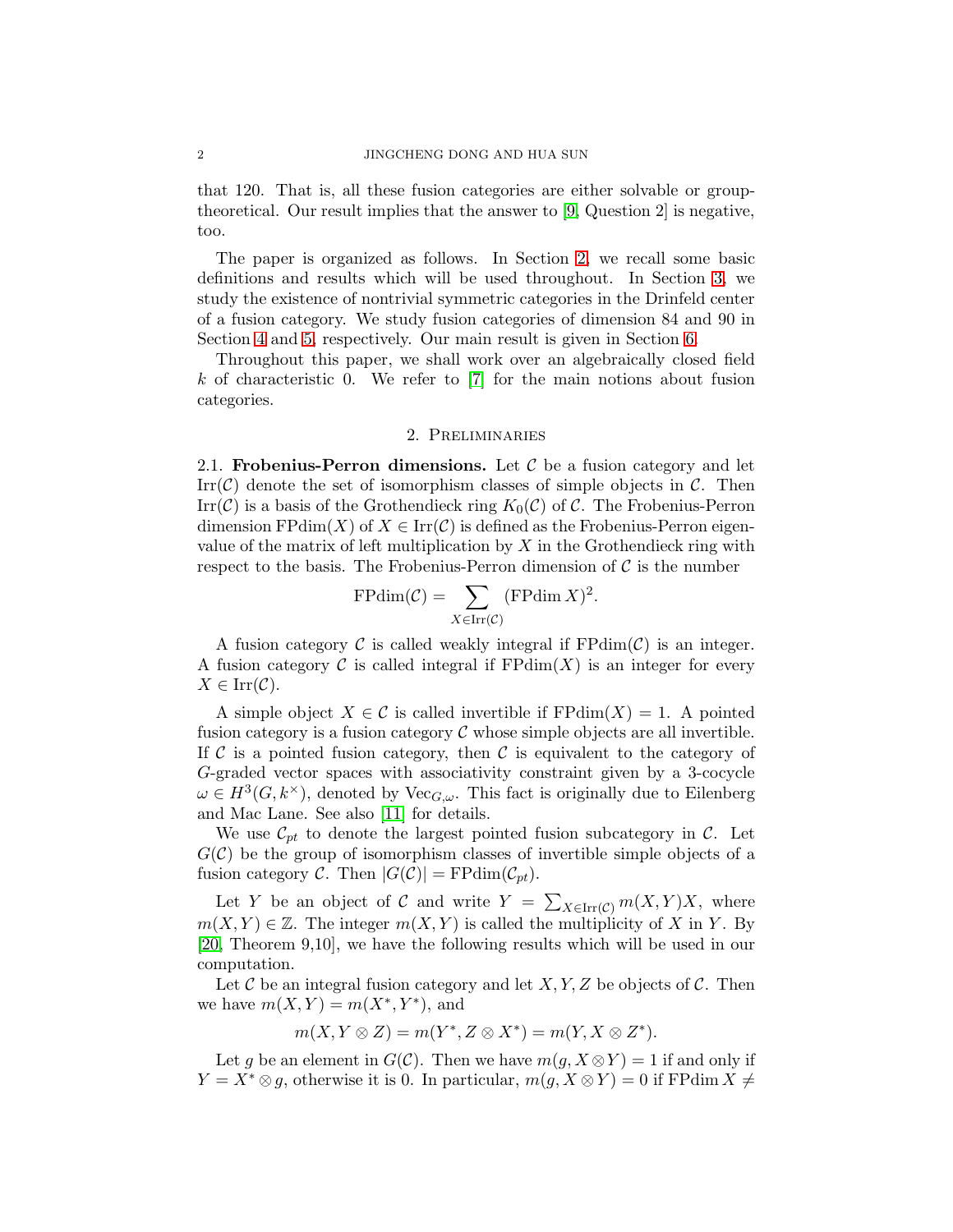that 120. That is, all these fusion categories are either solvable or group-theoretical. Our result implies that the answer to [9, Question 2] is negative, too.

The paper is organized as follows. In Section 2, we recall some basic definitions and results which will be used throughout. In Section 3, we study the existence of nontrivial symmetric categories in the Drinfeld center of a fusion category. We study fusion categories of dimension 84 and 90 in Section 4 and 5, respectively. Our main result is given in Section 6.

Throughout this paper, we shall work over an algebraically closed field $k$ of characteristic 0. We refer to [7] for the main notions about fusion categories.

## 2. Preliminaries

2.1. **Frobenius-Perron dimensions.** Let $\mathcal{C}$ be a fusion category and let $\mathrm{Irr}(\mathcal{C})$ denote the set of isomorphism classes of simple objects in $\mathcal{C}$. Then $\mathrm{Irr}(\mathcal{C})$ is a basis of the Grothendieck ring $K_0(\mathcal{C})$ of $\mathcal{C}$. The Frobenius-Perron dimension $\mathrm{FPdim}(X)$ of $X \in \mathrm{Irr}(\mathcal{C})$ is defined as the Frobenius-Perron eigenvalue of the matrix of left multiplication by $X$ in the Grothendieck ring with respect to the basis. The Frobenius-Perron dimension of $\mathcal{C}$ is the number

$$\mathrm{FPdim}(\mathcal{C}) = \sum_{X \in \mathrm{Irr}(\mathcal{C})} (\mathrm{FPdim}\, X)^2.$$

A fusion category $\mathcal{C}$ is called weakly integral if $\mathrm{FPdim}(\mathcal{C})$ is an integer. A fusion category $\mathcal{C}$ is called integral if $\mathrm{FPdim}(X)$ is an integer for every $X \in \mathrm{Irr}(\mathcal{C})$.

A simple object $X \in \mathcal{C}$ is called invertible if $\mathrm{FPdim}(X) = 1$. A pointed fusion category is a fusion category $\mathcal{C}$ whose simple objects are all invertible. If $\mathcal{C}$ is a pointed fusion category, then $\mathcal{C}$ is equivalent to the category of $G$-graded vector spaces with associativity constraint given by a 3-cocycle $\omega \in H^3(G, k^\times)$, denoted by $\mathrm{Vec}_{G,\omega}$. This fact is originally due to Eilenberg and Mac Lane. See also [11] for details.

We use $\mathcal{C}_{pt}$ to denote the largest pointed fusion subcategory in $\mathcal{C}$. Let $G(\mathcal{C})$ be the group of isomorphism classes of invertible simple objects of a fusion category $\mathcal{C}$. Then $|G(\mathcal{C})| = \mathrm{FPdim}(\mathcal{C}_{pt})$.

Let $Y$ be an object of $\mathcal{C}$ and write $Y = \sum_{X \in \mathrm{Irr}(\mathcal{C})} m(X,Y)X$, where $m(X,Y) \in \mathbb{Z}$. The integer $m(X,Y)$ is called the multiplicity of $X$ in $Y$. By [20, Theorem 9,10], we have the following results which will be used in our computation.

Let $\mathcal{C}$ be an integral fusion category and let $X, Y, Z$ be objects of $\mathcal{C}$. Then we have $m(X,Y) = m(X^*, Y^*)$, and

$$m(X, Y \otimes Z) = m(Y^*, Z \otimes X^*) = m(Y, X \otimes Z^*).$$

Let $g$ be an element in $G(\mathcal{C})$. Then we have $m(g, X \otimes Y) = 1$ if and only if $Y = X^* \otimes g$, otherwise it is 0. In particular, $m(g, X \otimes Y) = 0$ if $\mathrm{FPdim}\, X \neq$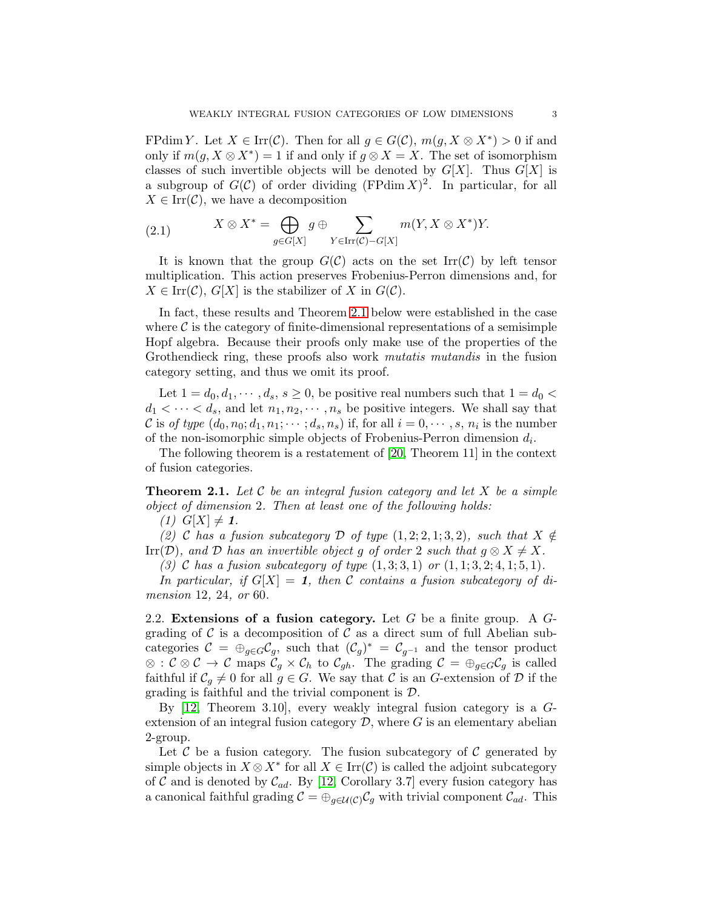FPdim $Y$. Let $X \in \mathrm{Irr}(\mathcal{C})$. Then for all $g \in G(\mathcal{C})$, $m(g, X \otimes X^*) > 0$ if and only if $m(g, X \otimes X^*) = 1$ if and only if $g \otimes X = X$. The set of isomorphism classes of such invertible objects will be denoted by $G[X]$. Thus $G[X]$ is a subgroup of $G(\mathcal{C})$ of order dividing $(\mathrm{FPdim}\, X)^2$. In particular, for all $X \in \mathrm{Irr}(\mathcal{C})$, we have a decomposition

$$X \otimes X^* = \bigoplus_{g \in G[X]} g \oplus \sum_{Y \in \mathrm{Irr}(\mathcal{C}) - G[X]} m(Y, X \otimes X^*) Y. \tag{2.1}$$

It is known that the group $G(\mathcal{C})$ acts on the set $\mathrm{Irr}(\mathcal{C})$ by left tensor multiplication. This action preserves Frobenius-Perron dimensions and, for $X \in \mathrm{Irr}(\mathcal{C})$, $G[X]$ is the stabilizer of $X$ in $G(\mathcal{C})$.

In fact, these results and Theorem 2.1 below were established in the case where $\mathcal{C}$ is the category of finite-dimensional representations of a semisimple Hopf algebra. Because their proofs only make use of the properties of the Grothendieck ring, these proofs also work *mutatis mutandis* in the fusion category setting, and thus we omit its proof.

Let $1 = d_0, d_1, \cdots, d_s$, $s \geq 0$, be positive real numbers such that $1 = d_0 < d_1 < \cdots < d_s$, and let $n_1, n_2, \cdots, n_s$ be positive integers. We shall say that $\mathcal{C}$ is *of type* $(d_0, n_0; d_1, n_1; \cdots; d_s, n_s)$ if, for all $i = 0, \cdots, s$, $n_i$ is the number of the non-isomorphic simple objects of Frobenius-Perron dimension $d_i$.

The following theorem is a restatement of [20, Theorem 11] in the context of fusion categories.

**Theorem 2.1.** *Let $\mathcal{C}$ be an integral fusion category and let $X$ be a simple object of dimension 2. Then at least one of the following holds:*

*(1) $G[X] \neq \mathbf{1}$.*

*(2) $\mathcal{C}$ has a fusion subcategory $\mathcal{D}$ of type $(1, 2; 2, 1; 3, 2)$, such that $X \notin \mathrm{Irr}(\mathcal{D})$, and $\mathcal{D}$ has an invertible object $g$ of order 2 such that $g \otimes X \neq X$.*

*(3) $\mathcal{C}$ has a fusion subcategory of type $(1, 3; 3, 1)$ or $(1, 1; 3, 2; 4, 1; 5, 1)$.*

*In particular, if $G[X] = \mathbf{1}$, then $\mathcal{C}$ contains a fusion subcategory of dimension 12, 24, or 60.*

2.2. **Extensions of a fusion category.** Let $G$ be a finite group. A $G$-grading of $\mathcal{C}$ is a decomposition of $\mathcal{C}$ as a direct sum of full Abelian subcategories $\mathcal{C} = \oplus_{g \in G} \mathcal{C}_g$, such that $(\mathcal{C}_g)^* = \mathcal{C}_{g^{-1}}$ and the tensor product $\otimes : \mathcal{C} \otimes \mathcal{C} \to \mathcal{C}$ maps $\mathcal{C}_g \times \mathcal{C}_h$ to $\mathcal{C}_{gh}$. The grading $\mathcal{C} = \oplus_{g \in G} \mathcal{C}_g$ is called faithful if $\mathcal{C}_g \neq 0$ for all $g \in G$. We say that $\mathcal{C}$ is an $G$-extension of $\mathcal{D}$ if the grading is faithful and the trivial component is $\mathcal{D}$.

By [12, Theorem 3.10], every weakly integral fusion category is a $G$-extension of an integral fusion category $\mathcal{D}$, where $G$ is an elementary abelian 2-group.

Let $\mathcal{C}$ be a fusion category. The fusion subcategory of $\mathcal{C}$ generated by simple objects in $X \otimes X^*$ for all $X \in \mathrm{Irr}(\mathcal{C})$ is called the adjoint subcategory of $\mathcal{C}$ and is denoted by $\mathcal{C}_{ad}$. By [12, Corollary 3.7] every fusion category has a canonical faithful grading $\mathcal{C} = \oplus_{g \in \mathcal{U}(\mathcal{C})} \mathcal{C}_g$ with trivial component $\mathcal{C}_{ad}$. This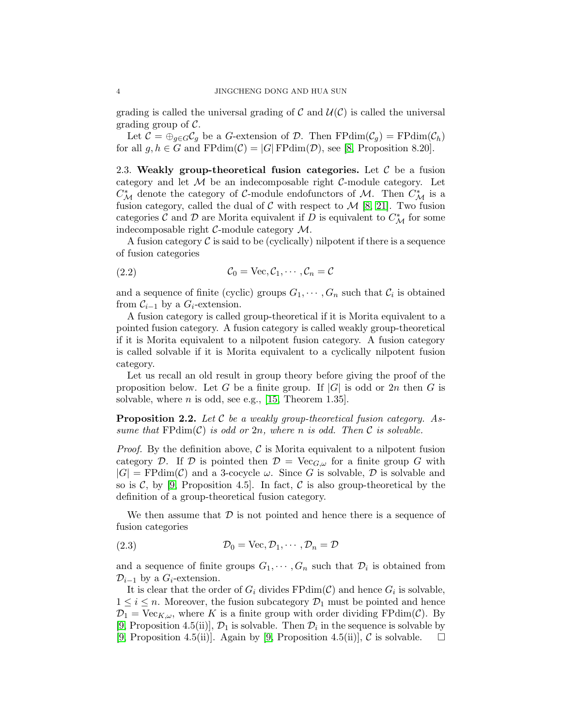grading is called the universal grading of $\mathcal{C}$ and $\mathcal{U}(\mathcal{C})$ is called the universal grading group of $\mathcal{C}$.

Let $\mathcal{C} = \oplus_{g\in G}\mathcal{C}_g$ be a $G$-extension of $\mathcal{D}$. Then $\mathrm{FPdim}(\mathcal{C}_g) = \mathrm{FPdim}(\mathcal{C}_h)$ for all $g, h \in G$ and $\mathrm{FPdim}(\mathcal{C}) = |G|\,\mathrm{FPdim}(\mathcal{D})$, see [8, Proposition 8.20].

## 2.3. Weakly group-theoretical fusion categories.

Let $\mathcal{C}$ be a fusion category and let $\mathcal{M}$ be an indecomposable right $\mathcal{C}$-module category. Let $C^*_{\mathcal{M}}$ denote the category of $\mathcal{C}$-module endofunctors of $\mathcal{M}$. Then $C^*_{\mathcal{M}}$ is a fusion category, called the dual of $\mathcal{C}$ with respect to $\mathcal{M}$ [8, 21]. Two fusion categories $\mathcal{C}$ and $\mathcal{D}$ are Morita equivalent if $D$ is equivalent to $C^*_{\mathcal{M}}$ for some indecomposable right $\mathcal{C}$-module category $\mathcal{M}$.

A fusion category $\mathcal{C}$ is said to be (cyclically) nilpotent if there is a sequence of fusion categories

$$\mathcal{C}_0 = \mathrm{Vec}, \mathcal{C}_1, \cdots, \mathcal{C}_n = \mathcal{C} \tag{2.2}$$

and a sequence of finite (cyclic) groups $G_1, \cdots, G_n$ such that $\mathcal{C}_i$ is obtained from $\mathcal{C}_{i-1}$ by a $G_i$-extension.

A fusion category is called group-theoretical if it is Morita equivalent to a pointed fusion category. A fusion category is called weakly group-theoretical if it is Morita equivalent to a nilpotent fusion category. A fusion category is called solvable if it is Morita equivalent to a cyclically nilpotent fusion category.

Let us recall an old result in group theory before giving the proof of the proposition below. Let $G$ be a finite group. If $|G|$ is odd or $2n$ then $G$ is solvable, where $n$ is odd, see e.g., [15, Theorem 1.35].

**Proposition 2.2.** *Let $\mathcal{C}$ be a weakly group-theoretical fusion category. Assume that $\mathrm{FPdim}(\mathcal{C})$ is odd or $2n$, where $n$ is odd. Then $\mathcal{C}$ is solvable.*

*Proof.* By the definition above, $\mathcal{C}$ is Morita equivalent to a nilpotent fusion category $\mathcal{D}$. If $\mathcal{D}$ is pointed then $\mathcal{D} = \mathrm{Vec}_{G,\omega}$ for a finite group $G$ with $|G| = \mathrm{FPdim}(\mathcal{C})$ and a 3-cocycle $\omega$. Since $G$ is solvable, $\mathcal{D}$ is solvable and so is $\mathcal{C}$, by [9, Proposition 4.5]. In fact, $\mathcal{C}$ is also group-theoretical by the definition of a group-theoretical fusion category.

We then assume that $\mathcal{D}$ is not pointed and hence there is a sequence of fusion categories

$$\mathcal{D}_0 = \mathrm{Vec}, \mathcal{D}_1, \cdots, \mathcal{D}_n = \mathcal{D} \tag{2.3}$$

and a sequence of finite groups $G_1, \cdots, G_n$ such that $\mathcal{D}_i$ is obtained from $\mathcal{D}_{i-1}$ by a $G_i$-extension.

It is clear that the order of $G_i$ divides $\mathrm{FPdim}(\mathcal{C})$ and hence $G_i$ is solvable, $1 \le i \le n$. Moreover, the fusion subcategory $\mathcal{D}_1$ must be pointed and hence $\mathcal{D}_1 = \mathrm{Vec}_{K,\omega}$, where $K$ is a finite group with order dividing $\mathrm{FPdim}(\mathcal{C})$. By [9, Proposition 4.5(ii)], $\mathcal{D}_1$ is solvable. Then $\mathcal{D}_i$ in the sequence is solvable by [9, Proposition 4.5(ii)]. Again by [9, Proposition 4.5(ii)], $\mathcal{C}$ is solvable. $\square$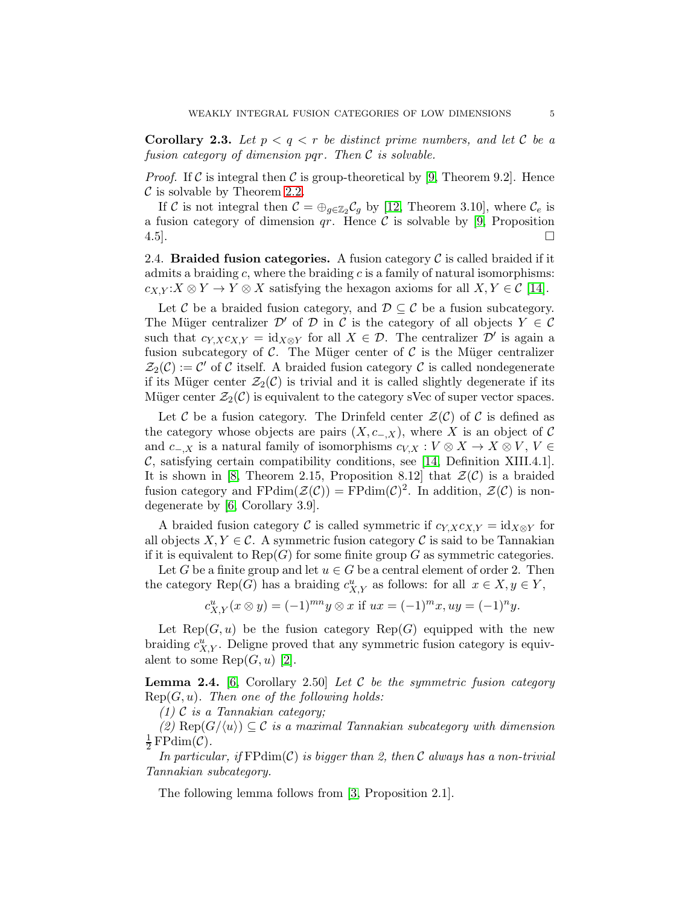**Corollary 2.3.** *Let $p < q < r$ be distinct prime numbers, and let $\mathcal{C}$ be a fusion category of dimension $pqr$. Then $\mathcal{C}$ is solvable.*

*Proof.* If $\mathcal{C}$ is integral then $\mathcal{C}$ is group-theoretical by [9, Theorem 9.2]. Hence $\mathcal{C}$ is solvable by Theorem 2.2.

If $\mathcal{C}$ is not integral then $\mathcal{C} = \oplus_{g\in\mathbb{Z}_2}\mathcal{C}_g$ by [12, Theorem 3.10], where $\mathcal{C}_e$ is a fusion category of dimension $qr$. Hence $\mathcal{C}$ is solvable by [9, Proposition 4.5]. $\square$

2.4. **Braided fusion categories.** A fusion category $\mathcal{C}$ is called braided if it admits a braiding $c$, where the braiding $c$ is a family of natural isomorphisms: $c_{X,Y}: X \otimes Y \to Y \otimes X$ satisfying the hexagon axioms for all $X, Y \in \mathcal{C}$ [14].

Let $\mathcal{C}$ be a braided fusion category, and $\mathcal{D} \subseteq \mathcal{C}$ be a fusion subcategory. The Müger centralizer $\mathcal{D}'$ of $\mathcal{D}$ in $\mathcal{C}$ is the category of all objects $Y \in \mathcal{C}$ such that $c_{Y,X}c_{X,Y} = \mathrm{id}_{X\otimes Y}$ for all $X \in \mathcal{D}$. The centralizer $\mathcal{D}'$ is again a fusion subcategory of $\mathcal{C}$. The Müger center of $\mathcal{C}$ is the Müger centralizer $\mathcal{Z}_2(\mathcal{C}) := \mathcal{C}'$ of $\mathcal{C}$ itself. A braided fusion category $\mathcal{C}$ is called nondegenerate if its Müger center $\mathcal{Z}_2(\mathcal{C})$ is trivial and it is called slightly degenerate if its Müger center $\mathcal{Z}_2(\mathcal{C})$ is equivalent to the category sVec of super vector spaces.

Let $\mathcal{C}$ be a fusion category. The Drinfeld center $\mathcal{Z}(\mathcal{C})$ of $\mathcal{C}$ is defined as the category whose objects are pairs $(X, c_{-,X})$, where $X$ is an object of $\mathcal{C}$ and $c_{-,X}$ is a natural family of isomorphisms $c_{V,X} : V \otimes X \to X \otimes V$, $V \in \mathcal{C}$, satisfying certain compatibility conditions, see [14, Definition XIII.4.1]. It is shown in [8, Theorem 2.15, Proposition 8.12] that $\mathcal{Z}(\mathcal{C})$ is a braided fusion category and $\mathrm{FPdim}(\mathcal{Z}(\mathcal{C})) = \mathrm{FPdim}(\mathcal{C})^2$. In addition, $\mathcal{Z}(\mathcal{C})$ is nondegenerate by [6, Corollary 3.9].

A braided fusion category $\mathcal{C}$ is called symmetric if $c_{Y,X}c_{X,Y} = \mathrm{id}_{X\otimes Y}$ for all objects $X, Y \in \mathcal{C}$. A symmetric fusion category $\mathcal{C}$ is said to be Tannakian if it is equivalent to $\mathrm{Rep}(G)$ for some finite group $G$ as symmetric categories.

Let $G$ be a finite group and let $u \in G$ be a central element of order 2. Then the category $\mathrm{Rep}(G)$ has a braiding $c^u_{X,Y}$ as follows: for all $x \in X, y \in Y$,

$$c^u_{X,Y}(x \otimes y) = (-1)^{mn} y \otimes x \text{ if } ux = (-1)^m x, uy = (-1)^n y.$$

Let $\mathrm{Rep}(G, u)$ be the fusion category $\mathrm{Rep}(G)$ equipped with the new braiding $c^u_{X,Y}$. Deligne proved that any symmetric fusion category is equivalent to some $\mathrm{Rep}(G, u)$ [2].

**Lemma 2.4.** [6, Corollary 2.50] *Let $\mathcal{C}$ be the symmetric fusion category $\mathrm{Rep}(G, u)$. Then one of the following holds:*

*(1) $\mathcal{C}$ is a Tannakian category;*

*(2) $\mathrm{Rep}(G/\langle u\rangle) \subseteq \mathcal{C}$ is a maximal Tannakian subcategory with dimension $\frac{1}{2}\mathrm{FPdim}(\mathcal{C})$.*

*In particular, if $\mathrm{FPdim}(\mathcal{C})$ is bigger than 2, then $\mathcal{C}$ always has a non-trivial Tannakian subcategory.*

The following lemma follows from [3, Proposition 2.1].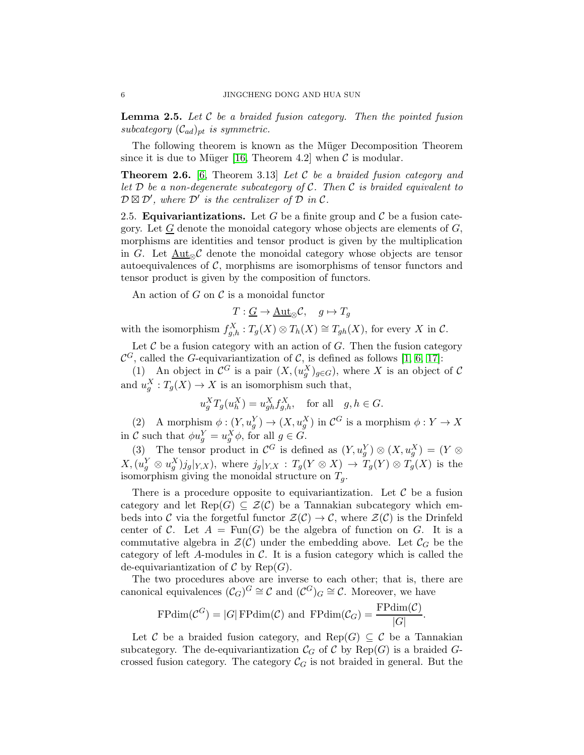**Lemma 2.5.** *Let $\mathcal{C}$ be a braided fusion category. Then the pointed fusion subcategory $(\mathcal{C}_{ad})_{pt}$ is symmetric.*

The following theorem is known as the Müger Decomposition Theorem since it is due to Müger [16, Theorem 4.2] when $\mathcal{C}$ is modular.

**Theorem 2.6.** [6, Theorem 3.13] *Let $\mathcal{C}$ be a braided fusion category and let $\mathcal{D}$ be a non-degenerate subcategory of $\mathcal{C}$. Then $\mathcal{C}$ is braided equivalent to $\mathcal{D} \boxtimes \mathcal{D}'$, where $\mathcal{D}'$ is the centralizer of $\mathcal{D}$ in $\mathcal{C}$.*

2.5. **Equivariantizations.** Let $G$ be a finite group and $\mathcal{C}$ be a fusion category. Let $\underline{G}$ denote the monoidal category whose objects are elements of $G$, morphisms are identities and tensor product is given by the multiplication in $G$. Let $\underline{\mathrm{Aut}}_{\otimes}\mathcal{C}$ denote the monoidal category whose objects are tensor autoequivalences of $\mathcal{C}$, morphisms are isomorphisms of tensor functors and tensor product is given by the composition of functors.

An action of $G$ on $\mathcal{C}$ is a monoidal functor

$$T : \underline{G} \to \underline{\mathrm{Aut}}_{\otimes}\mathcal{C}, \quad g \mapsto T_g$$

with the isomorphism $f^X_{g,h} : T_g(X) \otimes T_h(X) \cong T_{gh}(X)$, for every $X$ in $\mathcal{C}$.

Let $\mathcal{C}$ be a fusion category with an action of $G$. Then the fusion category $\mathcal{C}^G$, called the $G$-equivariantization of $\mathcal{C}$, is defined as follows [1, 6, 17]:

(1) An object in $\mathcal{C}^G$ is a pair $(X, (u^X_g)_{g\in G})$, where $X$ is an object of $\mathcal{C}$ and $u^X_g : T_g(X) \to X$ is an isomorphism such that,

$$u^X_g T_g(u^X_h) = u^X_{gh} f^X_{g,h}, \quad \text{for all} \quad g, h \in G.$$

(2) A morphism $\phi : (Y, u^Y_g) \to (X, u^X_g)$ in $\mathcal{C}^G$ is a morphism $\phi : Y \to X$ in $\mathcal{C}$ such that $\phi u^Y_g = u^X_g \phi$, for all $g \in G$.

(3) The tensor product in $\mathcal{C}^G$ is defined as $(Y, u^Y_g) \otimes (X, u^X_g) = (Y \otimes X, (u^Y_g \otimes u^X_g) j_g|_{Y,X})$, where $j_g|_{Y,X} : T_g(Y \otimes X) \to T_g(Y) \otimes T_g(X)$ is the isomorphism giving the monoidal structure on $T_g$.

There is a procedure opposite to equivariantization. Let $\mathcal{C}$ be a fusion category and let $\mathrm{Rep}(G) \subseteq \mathcal{Z}(\mathcal{C})$ be a Tannakian subcategory which embeds into $\mathcal{C}$ via the forgetful functor $\mathcal{Z}(\mathcal{C}) \to \mathcal{C}$, where $\mathcal{Z}(\mathcal{C})$ is the Drinfeld center of $\mathcal{C}$. Let $A = \mathrm{Fun}(G)$ be the algebra of function on $G$. It is a commutative algebra in $\mathcal{Z}(\mathcal{C})$ under the embedding above. Let $\mathcal{C}_G$ be the category of left $A$-modules in $\mathcal{C}$. It is a fusion category which is called the de-equivariantization of $\mathcal{C}$ by $\mathrm{Rep}(G)$.

The two procedures above are inverse to each other; that is, there are canonical equivalences $(\mathcal{C}_G)^G \cong \mathcal{C}$ and $(\mathcal{C}^G)_G \cong \mathcal{C}$. Moreover, we have

$$\mathrm{FPdim}(\mathcal{C}^G) = |G|\,\mathrm{FPdim}(\mathcal{C}) \text{ and } \mathrm{FPdim}(\mathcal{C}_G) = \frac{\mathrm{FPdim}(\mathcal{C})}{|G|}.$$

Let $\mathcal{C}$ be a braided fusion category, and $\mathrm{Rep}(G) \subseteq \mathcal{C}$ be a Tannakian subcategory. The de-equivariantization $\mathcal{C}_G$ of $\mathcal{C}$ by $\mathrm{Rep}(G)$ is a braided $G$-crossed fusion category. The category $\mathcal{C}_G$ is not braided in general. But the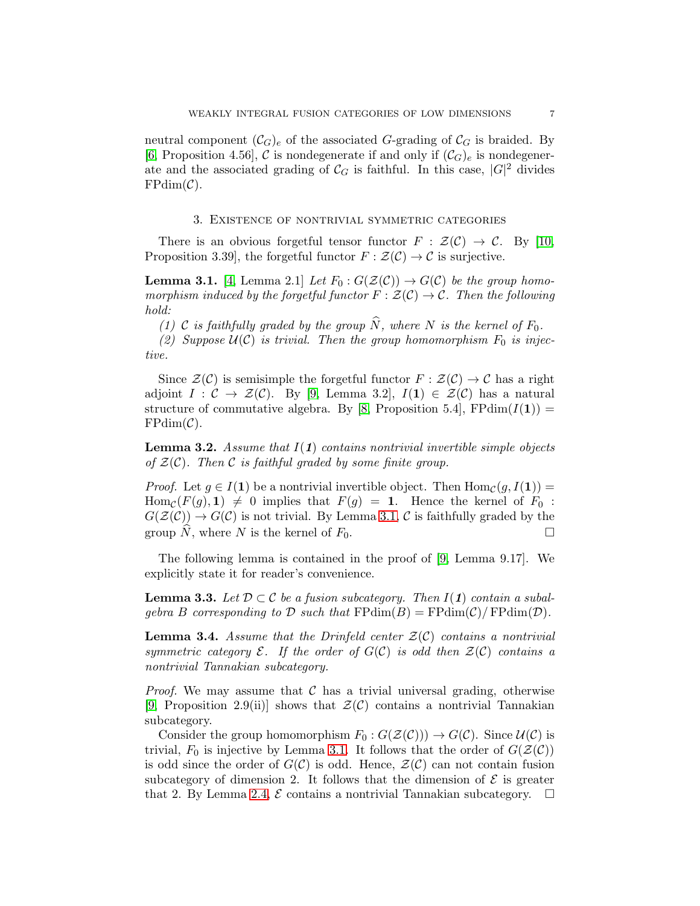neutral component $(\mathcal{C}_G)_e$ of the associated $G$-grading of $\mathcal{C}_G$ is braided. By [6, Proposition 4.56], $\mathcal{C}$ is nondegenerate if and only if $(\mathcal{C}_G)_e$ is nondegenerate and the associated grading of $\mathcal{C}_G$ is faithful. In this case, $|G|^2$ divides $\operatorname{FPdim}(\mathcal{C})$.

## 3. Existence of nontrivial symmetric categories

There is an obvious forgetful tensor functor $F : \mathcal{Z}(\mathcal{C}) \to \mathcal{C}$. By [10, Proposition 3.39], the forgetful functor $F : \mathcal{Z}(\mathcal{C}) \to \mathcal{C}$ is surjective.

**Lemma 3.1.** [4, Lemma 2.1] *Let $F_0 : G(\mathcal{Z}(\mathcal{C})) \to G(\mathcal{C})$ be the group homomorphism induced by the forgetful functor $F : \mathcal{Z}(\mathcal{C}) \to \mathcal{C}$. Then the following hold:*

*(1) $\mathcal{C}$ is faithfully graded by the group $\widehat{N}$, where $N$ is the kernel of $F_0$.*

*(2) Suppose $\mathcal{U}(\mathcal{C})$ is trivial. Then the group homomorphism $F_0$ is injective.*

Since $\mathcal{Z}(\mathcal{C})$ is semisimple the forgetful functor $F : \mathcal{Z}(\mathcal{C}) \to \mathcal{C}$ has a right adjoint $I : \mathcal{C} \to \mathcal{Z}(\mathcal{C})$. By [9, Lemma 3.2], $I(\mathbf{1}) \in \mathcal{Z}(\mathcal{C})$ has a natural structure of commutative algebra. By [8, Proposition 5.4], $\operatorname{FPdim}(I(\mathbf{1})) = \operatorname{FPdim}(\mathcal{C})$.

**Lemma 3.2.** *Assume that $I(\mathbf{1})$ contains nontrivial invertible simple objects of $\mathcal{Z}(\mathcal{C})$. Then $\mathcal{C}$ is faithful graded by some finite group.*

*Proof.* Let $g \in I(\mathbf{1})$ be a nontrivial invertible object. Then $\operatorname{Hom}_{\mathcal{C}}(g, I(\mathbf{1})) = \operatorname{Hom}_{\mathcal{C}}(F(g), \mathbf{1}) \neq 0$ implies that $F(g) = \mathbf{1}$. Hence the kernel of $F_0 : G(\mathcal{Z}(\mathcal{C})) \to G(\mathcal{C})$ is not trivial. By Lemma 3.1, $\mathcal{C}$ is faithfully graded by the group $\widehat{N}$, where $N$ is the kernel of $F_0$. $\square$

The following lemma is contained in the proof of [9, Lemma 9.17]. We explicitly state it for reader's convenience.

**Lemma 3.3.** *Let $\mathcal{D} \subset \mathcal{C}$ be a fusion subcategory. Then $I(\mathbf{1})$ contain a subalgebra $B$ corresponding to $\mathcal{D}$ such that $\operatorname{FPdim}(B) = \operatorname{FPdim}(\mathcal{C})/\operatorname{FPdim}(\mathcal{D})$.*

**Lemma 3.4.** *Assume that the Drinfeld center $\mathcal{Z}(\mathcal{C})$ contains a nontrivial symmetric category $\mathcal{E}$. If the order of $G(\mathcal{C})$ is odd then $\mathcal{Z}(\mathcal{C})$ contains a nontrivial Tannakian subcategory.*

*Proof.* We may assume that $\mathcal{C}$ has a trivial universal grading, otherwise [9, Proposition 2.9(ii)] shows that $\mathcal{Z}(\mathcal{C})$ contains a nontrivial Tannakian subcategory.

Consider the group homomorphism $F_0 : G(\mathcal{Z}(\mathcal{C}))) \to G(\mathcal{C})$. Since $\mathcal{U}(\mathcal{C})$ is trivial, $F_0$ is injective by Lemma 3.1. It follows that the order of $G(\mathcal{Z}(\mathcal{C}))$ is odd since the order of $G(\mathcal{C})$ is odd. Hence, $\mathcal{Z}(\mathcal{C})$ can not contain fusion subcategory of dimension 2. It follows that the dimension of $\mathcal{E}$ is greater that 2. By Lemma 2.4, $\mathcal{E}$ contains a nontrivial Tannakian subcategory. $\square$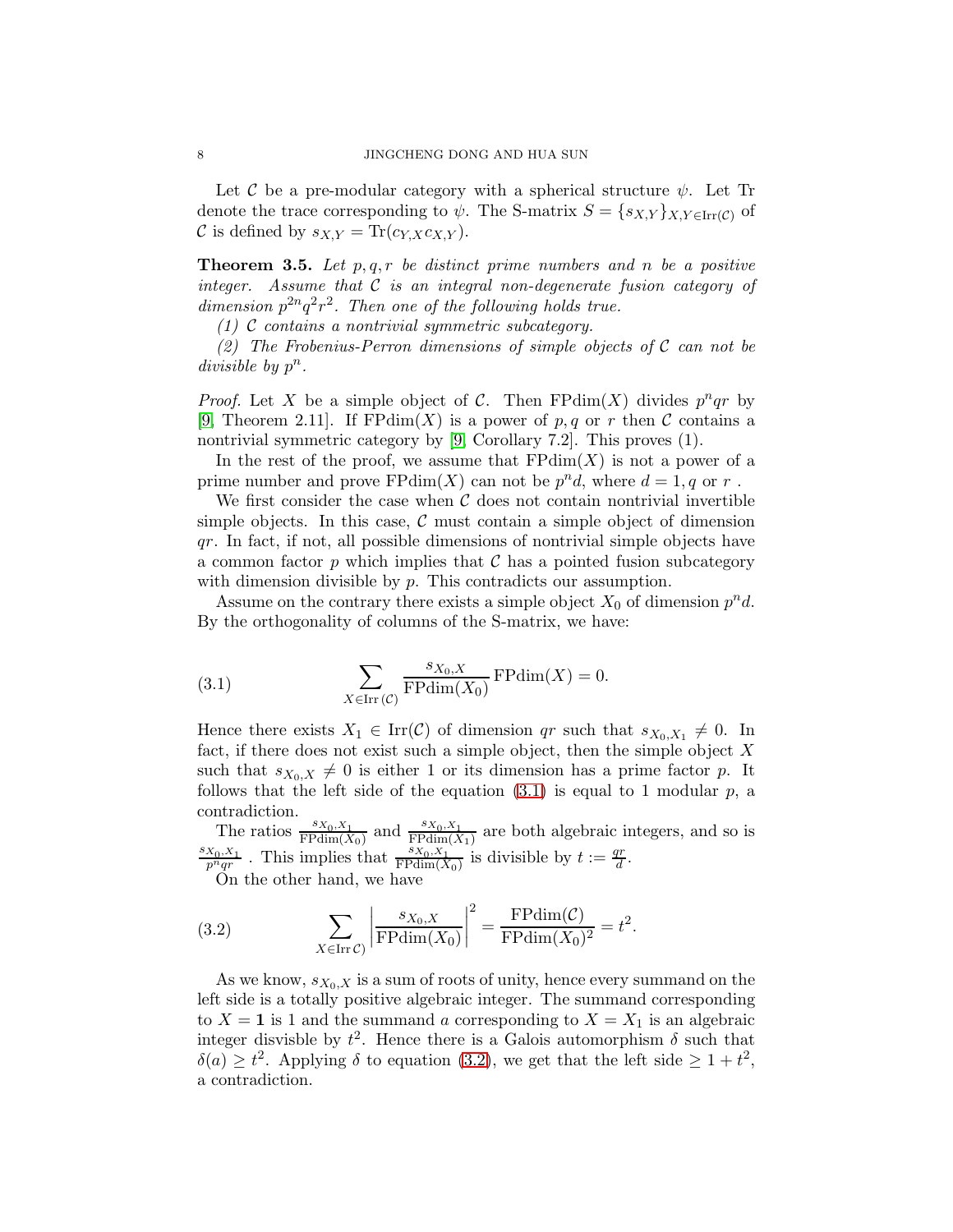Let $\mathcal{C}$ be a pre-modular category with a spherical structure $\psi$. Let Tr denote the trace corresponding to $\psi$. The S-matrix $S = \{s_{X,Y}\}_{X,Y \in \mathrm{Irr}(\mathcal{C})}$ of $\mathcal{C}$ is defined by $s_{X,Y} = \mathrm{Tr}(c_{Y,X}c_{X,Y})$.

**Theorem 3.5.** *Let $p, q, r$ be distinct prime numbers and $n$ be a positive integer. Assume that $\mathcal{C}$ is an integral non-degenerate fusion category of dimension $p^{2n}q^2r^2$. Then one of the following holds true.*

*(1) $\mathcal{C}$ contains a nontrivial symmetric subcategory.*

*(2) The Frobenius-Perron dimensions of simple objects of $\mathcal{C}$ can not be divisible by $p^n$.*

*Proof.* Let $X$ be a simple object of $\mathcal{C}$. Then $\mathrm{FPdim}(X)$ divides $p^nqr$ by [9, Theorem 2.11]. If $\mathrm{FPdim}(X)$ is a power of $p, q$ or $r$ then $\mathcal{C}$ contains a nontrivial symmetric category by [9, Corollary 7.2]. This proves (1).

In the rest of the proof, we assume that $\mathrm{FPdim}(X)$ is not a power of a prime number and prove $\mathrm{FPdim}(X)$ can not be $p^nd$, where $d = 1, q$ or $r$ .

We first consider the case when $\mathcal{C}$ does not contain nontrivial invertible simple objects. In this case, $\mathcal{C}$ must contain a simple object of dimension $qr$. In fact, if not, all possible dimensions of nontrivial simple objects have a common factor $p$ which implies that $\mathcal{C}$ has a pointed fusion subcategory with dimension divisible by $p$. This contradicts our assumption.

Assume on the contrary there exists a simple object $X_0$ of dimension $p^nd$. By the orthogonality of columns of the S-matrix, we have:

$$\sum_{X \in \mathrm{Irr}(\mathcal{C})} \frac{s_{X_0,X}}{\mathrm{FPdim}(X_0)} \mathrm{FPdim}(X) = 0. \tag{3.1}$$

Hence there exists $X_1 \in \mathrm{Irr}(\mathcal{C})$ of dimension $qr$ such that $s_{X_0,X_1} \neq 0$. In fact, if there does not exist such a simple object, then the simple object $X$ such that $s_{X_0,X} \neq 0$ is either 1 or its dimension has a prime factor $p$. It follows that the left side of the equation (3.1) is equal to 1 modular $p$, a contradiction.

The ratios $\frac{s_{X_0,X_1}}{\mathrm{FPdim}(X_0)}$ and $\frac{s_{X_0,X_1}}{\mathrm{FPdim}(X_1)}$ are both algebraic integers, and so is $\frac{s_{X_0,X_1}}{p^nqr}$ . This implies that $\frac{s_{X_0,X_1}}{\mathrm{FPdim}(X_0)}$ is divisible by $t := \frac{qr}{d}$.

On the other hand, we have

$$\sum_{X \in \mathrm{Irr}\,\mathcal{C})} \left| \frac{s_{X_0,X}}{\mathrm{FPdim}(X_0)} \right|^2 = \frac{\mathrm{FPdim}(\mathcal{C})}{\mathrm{FPdim}(X_0)^2} = t^2. \tag{3.2}$$

As we know, $s_{X_0,X}$ is a sum of roots of unity, hence every summand on the left side is a totally positive algebraic integer. The summand corresponding to $X = \mathbf{1}$ is 1 and the summand $a$ corresponding to $X = X_1$ is an algebraic integer disvisble by $t^2$. Hence there is a Galois automorphism $\delta$ such that $\delta(a) \geq t^2$. Applying $\delta$ to equation (3.2), we get that the left side $\geq 1 + t^2$, a contradiction.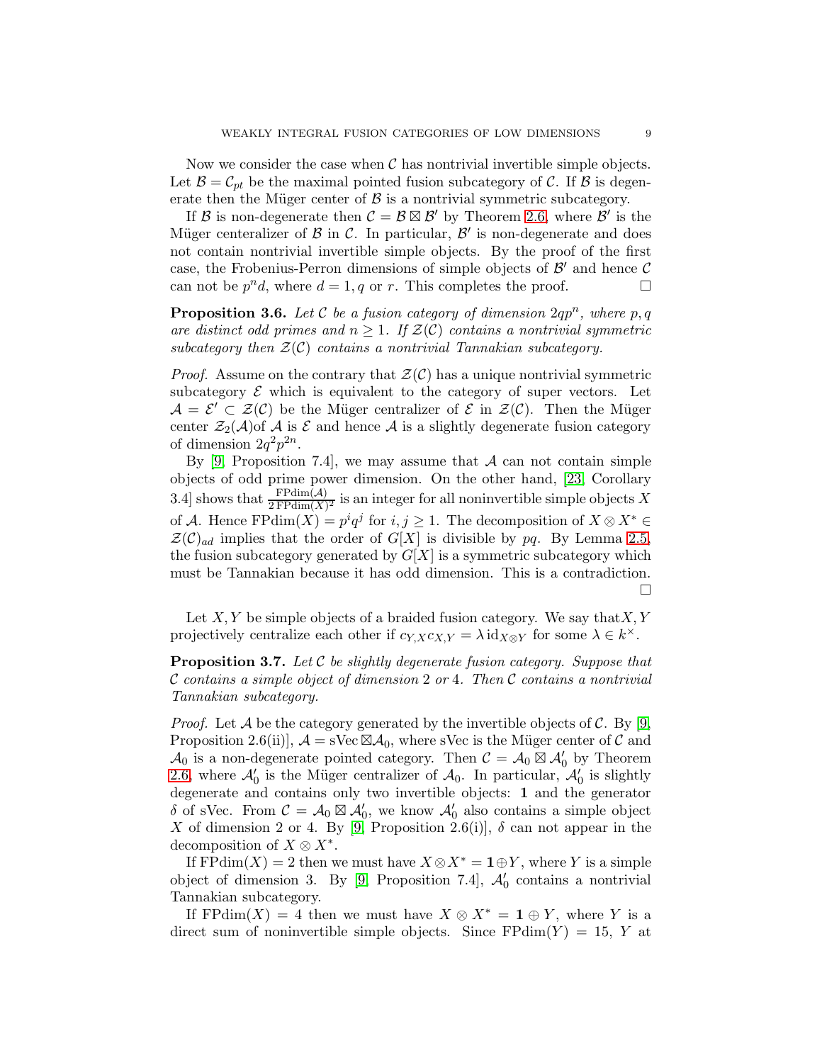Now we consider the case when $\mathcal{C}$ has nontrivial invertible simple objects. Let $\mathcal{B} = \mathcal{C}_{pt}$ be the maximal pointed fusion subcategory of $\mathcal{C}$. If $\mathcal{B}$ is degenerate then the Müger center of $\mathcal{B}$ is a nontrivial symmetric subcategory.

If $\mathcal{B}$ is non-degenerate then $\mathcal{C} = \mathcal{B} \boxtimes \mathcal{B}'$ by Theorem 2.6, where $\mathcal{B}'$ is the Müger centeralizer of $\mathcal{B}$ in $\mathcal{C}$. In particular, $\mathcal{B}'$ is non-degenerate and does not contain nontrivial invertible simple objects. By the proof of the first case, the Frobenius-Perron dimensions of simple objects of $\mathcal{B}'$ and hence $\mathcal{C}$ can not be $p^n d$, where $d = 1, q$ or $r$. This completes the proof. □

**Proposition 3.6.** *Let $\mathcal{C}$ be a fusion category of dimension $2qp^n$, where $p, q$ are distinct odd primes and $n \geq 1$. If $\mathcal{Z}(\mathcal{C})$ contains a nontrivial symmetric subcategory then $\mathcal{Z}(\mathcal{C})$ contains a nontrivial Tannakian subcategory.*

*Proof.* Assume on the contrary that $\mathcal{Z}(\mathcal{C})$ has a unique nontrivial symmetric subcategory $\mathcal{E}$ which is equivalent to the category of super vectors. Let $\mathcal{A} = \mathcal{E}' \subset \mathcal{Z}(\mathcal{C})$ be the Müger centralizer of $\mathcal{E}$ in $\mathcal{Z}(\mathcal{C})$. Then the Müger center $\mathcal{Z}_2(\mathcal{A})$of $\mathcal{A}$ is $\mathcal{E}$ and hence $\mathcal{A}$ is a slightly degenerate fusion category of dimension $2q^2p^{2n}$.

By [9, Proposition 7.4], we may assume that $\mathcal{A}$ can not contain simple objects of odd prime power dimension. On the other hand, [23, Corollary 3.4] shows that $\frac{\mathrm{FPdim}(\mathcal{A})}{2\,\mathrm{FPdim}(X)^2}$ is an integer for all noninvertible simple objects $X$ of $\mathcal{A}$. Hence $\mathrm{FPdim}(X) = p^i q^j$ for $i, j \geq 1$. The decomposition of $X \otimes X^* \in \mathcal{Z}(\mathcal{C})_{ad}$ implies that the order of $G[X]$ is divisible by $pq$. By Lemma 2.5, the fusion subcategory generated by $G[X]$ is a symmetric subcategory which must be Tannakian because it has odd dimension. This is a contradiction. □

Let $X, Y$ be simple objects of a braided fusion category. We say that$X, Y$ projectively centralize each other if $c_{Y,X}c_{X,Y} = \lambda\,\mathrm{id}_{X\otimes Y}$ for some $\lambda \in k^\times$.

**Proposition 3.7.** *Let $\mathcal{C}$ be slightly degenerate fusion category. Suppose that $\mathcal{C}$ contains a simple object of dimension 2 or 4. Then $\mathcal{C}$ contains a nontrivial Tannakian subcategory.*

*Proof.* Let $\mathcal{A}$ be the category generated by the invertible objects of $\mathcal{C}$. By [9, Proposition 2.6(ii)], $\mathcal{A} = \mathrm{sVec} \boxtimes \mathcal{A}_0$, where sVec is the Müger center of $\mathcal{C}$ and $\mathcal{A}_0$ is a non-degenerate pointed category. Then $\mathcal{C} = \mathcal{A}_0 \boxtimes \mathcal{A}_0'$ by Theorem 2.6, where $\mathcal{A}_0'$ is the Müger centralizer of $\mathcal{A}_0$. In particular, $\mathcal{A}_0'$ is slightly degenerate and contains only two invertible objects: $\mathbf{1}$ and the generator $\delta$ of sVec. From $\mathcal{C} = \mathcal{A}_0 \boxtimes \mathcal{A}_0'$, we know $\mathcal{A}_0'$ also contains a simple object $X$ of dimension 2 or 4. By [9, Proposition 2.6(i)], $\delta$ can not appear in the decomposition of $X \otimes X^*$.

If $\mathrm{FPdim}(X) = 2$ then we must have $X \otimes X^* = \mathbf{1} \oplus Y$, where $Y$ is a simple object of dimension 3. By [9, Proposition 7.4], $\mathcal{A}_0'$ contains a nontrivial Tannakian subcategory.

If $\mathrm{FPdim}(X) = 4$ then we must have $X \otimes X^* = \mathbf{1} \oplus Y$, where $Y$ is a direct sum of noninvertible simple objects. Since $\mathrm{FPdim}(Y) = 15$, $Y$ at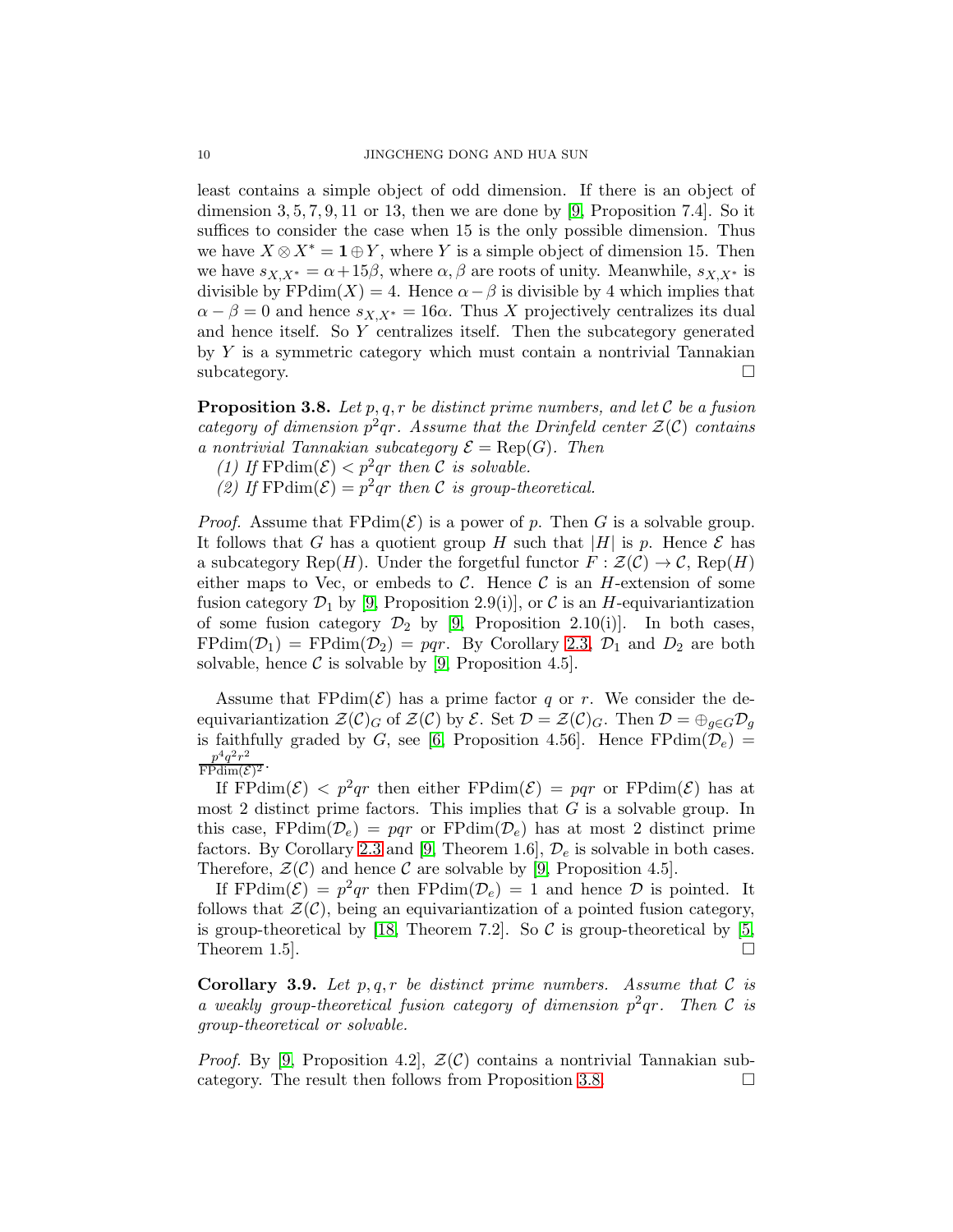least contains a simple object of odd dimension. If there is an object of dimension $3, 5, 7, 9, 11$ or $13$, then we are done by [9, Proposition 7.4]. So it suffices to consider the case when 15 is the only possible dimension. Thus we have $X \otimes X^* = \mathbf{1} \oplus Y$, where $Y$ is a simple object of dimension 15. Then we have $s_{X,X^*} = \alpha + 15\beta$, where $\alpha, \beta$ are roots of unity. Meanwhile, $s_{X,X^*}$ is divisible by $\mathrm{FPdim}(X) = 4$. Hence $\alpha - \beta$ is divisible by 4 which implies that $\alpha - \beta = 0$ and hence $s_{X,X^*} = 16\alpha$. Thus $X$ projectively centralizes its dual and hence itself. So $Y$ centralizes itself. Then the subcategory generated by $Y$ is a symmetric category which must contain a nontrivial Tannakian subcategory. □

**Proposition 3.8.** *Let $p, q, r$ be distinct prime numbers, and let $\mathcal{C}$ be a fusion category of dimension $p^2qr$. Assume that the Drinfeld center $\mathcal{Z}(\mathcal{C})$ contains a nontrivial Tannakian subcategory $\mathcal{E} = \mathrm{Rep}(G)$. Then*

*(1) If $\mathrm{FPdim}(\mathcal{E}) < p^2qr$ then $\mathcal{C}$ is solvable.*

*(2) If $\mathrm{FPdim}(\mathcal{E}) = p^2qr$ then $\mathcal{C}$ is group-theoretical.*

*Proof.* Assume that $\mathrm{FPdim}(\mathcal{E})$ is a power of $p$. Then $G$ is a solvable group. It follows that $G$ has a quotient group $H$ such that $|H|$ is $p$. Hence $\mathcal{E}$ has a subcategory $\mathrm{Rep}(H)$. Under the forgetful functor $F : \mathcal{Z}(\mathcal{C}) \to \mathcal{C}$, $\mathrm{Rep}(H)$ either maps to Vec, or embeds to $\mathcal{C}$. Hence $\mathcal{C}$ is an $H$-extension of some fusion category $\mathcal{D}_1$ by [9, Proposition 2.9(i)], or $\mathcal{C}$ is an $H$-equivariantization of some fusion category $\mathcal{D}_2$ by [9, Proposition 2.10(i)]. In both cases, $\mathrm{FPdim}(\mathcal{D}_1) = \mathrm{FPdim}(\mathcal{D}_2) = pqr$. By Corollary 2.3, $\mathcal{D}_1$ and $D_2$ are both solvable, hence $\mathcal{C}$ is solvable by [9, Proposition 4.5].

Assume that $\mathrm{FPdim}(\mathcal{E})$ has a prime factor $q$ or $r$. We consider the de-equivariantization $\mathcal{Z}(\mathcal{C})_G$ of $\mathcal{Z}(\mathcal{C})$ by $\mathcal{E}$. Set $\mathcal{D} = \mathcal{Z}(\mathcal{C})_G$. Then $\mathcal{D} = \oplus_{g \in G} \mathcal{D}_g$ is faithfully graded by $G$, see [6, Proposition 4.56]. Hence $\mathrm{FPdim}(\mathcal{D}_e) = \frac{p^4q^2r^2}{\mathrm{FPdim}(\mathcal{E})^2}$.

If $\mathrm{FPdim}(\mathcal{E}) < p^2qr$ then either $\mathrm{FPdim}(\mathcal{E}) = pqr$ or $\mathrm{FPdim}(\mathcal{E})$ has at most 2 distinct prime factors. This implies that $G$ is a solvable group. In this case, $\mathrm{FPdim}(\mathcal{D}_e) = pqr$ or $\mathrm{FPdim}(\mathcal{D}_e)$ has at most 2 distinct prime factors. By Corollary 2.3 and [9, Theorem 1.6], $\mathcal{D}_e$ is solvable in both cases. Therefore, $\mathcal{Z}(\mathcal{C})$ and hence $\mathcal{C}$ are solvable by [9, Proposition 4.5].

If $\mathrm{FPdim}(\mathcal{E}) = p^2qr$ then $\mathrm{FPdim}(\mathcal{D}_e) = 1$ and hence $\mathcal{D}$ is pointed. It follows that $\mathcal{Z}(\mathcal{C})$, being an equivariantization of a pointed fusion category, is group-theoretical by [18, Theorem 7.2]. So $\mathcal{C}$ is group-theoretical by [5, Theorem 1.5]. □

**Corollary 3.9.** *Let $p, q, r$ be distinct prime numbers. Assume that $\mathcal{C}$ is a weakly group-theoretical fusion category of dimension $p^2qr$. Then $\mathcal{C}$ is group-theoretical or solvable.*

*Proof.* By [9, Proposition 4.2], $\mathcal{Z}(\mathcal{C})$ contains a nontrivial Tannakian subcategory. The result then follows from Proposition 3.8. □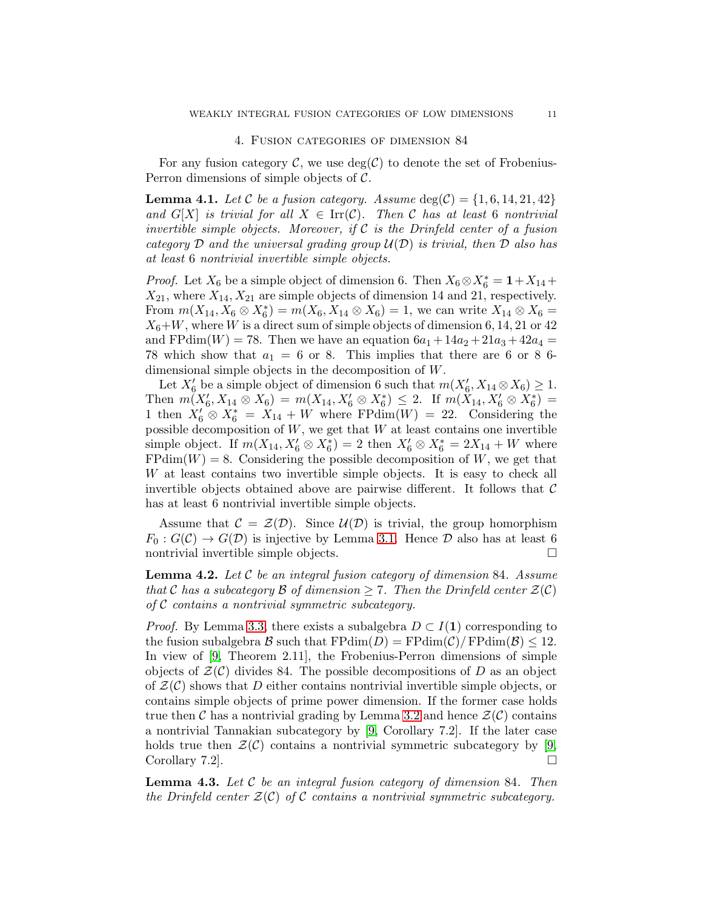## 4. Fusion categories of dimension 84

For any fusion category $\mathcal{C}$, we use $\deg(\mathcal{C})$ to denote the set of Frobenius-Perron dimensions of simple objects of $\mathcal{C}$.

**Lemma 4.1.** *Let $\mathcal{C}$ be a fusion category. Assume $\deg(\mathcal{C}) = \{1, 6, 14, 21, 42\}$ and $G[X]$ is trivial for all $X \in \mathrm{Irr}(\mathcal{C})$. Then $\mathcal{C}$ has at least 6 nontrivial invertible simple objects. Moreover, if $\mathcal{C}$ is the Drinfeld center of a fusion category $\mathcal{D}$ and the universal grading group $\mathcal{U}(\mathcal{D})$ is trivial, then $\mathcal{D}$ also has at least 6 nontrivial invertible simple objects.*

*Proof.* Let $X_6$ be a simple object of dimension 6. Then $X_6 \otimes X_6^* = \mathbf{1} + X_{14} + X_{21}$, where $X_{14}, X_{21}$ are simple objects of dimension 14 and 21, respectively. From $m(X_{14}, X_6 \otimes X_6^*) = m(X_6, X_{14} \otimes X_6) = 1$, we can write $X_{14} \otimes X_6 = X_6 + W$, where $W$ is a direct sum of simple objects of dimension 6, 14, 21 or 42 and $\mathrm{FPdim}(W) = 78$. Then we have an equation $6a_1 + 14a_2 + 21a_3 + 42a_4 = 78$ which show that $a_1 = 6$ or 8. This implies that there are 6 or 8 6-dimensional simple objects in the decomposition of $W$.

Let $X_6'$ be a simple object of dimension 6 such that $m(X_6', X_{14} \otimes X_6) \geq 1$. Then $m(X_6', X_{14} \otimes X_6) = m(X_{14}, X_6' \otimes X_6^*) \leq 2$. If $m(X_{14}, X_6' \otimes X_6^*) = 1$ then $X_6' \otimes X_6^* = X_{14} + W$ where $\mathrm{FPdim}(W) = 22$. Considering the possible decomposition of $W$, we get that $W$ at least contains one invertible simple object. If $m(X_{14}, X_6' \otimes X_6^*) = 2$ then $X_6' \otimes X_6^* = 2X_{14} + W$ where $\mathrm{FPdim}(W) = 8$. Considering the possible decomposition of $W$, we get that $W$ at least contains two invertible simple objects. It is easy to check all invertible objects obtained above are pairwise different. It follows that $\mathcal{C}$ has at least 6 nontrivial invertible simple objects.

Assume that $\mathcal{C} = \mathcal{Z}(\mathcal{D})$. Since $\mathcal{U}(\mathcal{D})$ is trivial, the group homorphism $F_0 : G(\mathcal{C}) \to G(\mathcal{D})$ is injective by Lemma 3.1. Hence $\mathcal{D}$ also has at least 6 nontrivial invertible simple objects. □

**Lemma 4.2.** *Let $\mathcal{C}$ be an integral fusion category of dimension 84. Assume that $\mathcal{C}$ has a subcategory $\mathcal{B}$ of dimension $\geq 7$. Then the Drinfeld center $\mathcal{Z}(\mathcal{C})$ of $\mathcal{C}$ contains a nontrivial symmetric subcategory.*

*Proof.* By Lemma 3.3, there exists a subalgebra $D \subset I(\mathbf{1})$ corresponding to the fusion subalgebra $\mathcal{B}$ such that $\mathrm{FPdim}(D) = \mathrm{FPdim}(\mathcal{C})/\mathrm{FPdim}(\mathcal{B}) \leq 12$. In view of [9, Theorem 2.11], the Frobenius-Perron dimensions of simple objects of $\mathcal{Z}(\mathcal{C})$ divides 84. The possible decompositions of $D$ as an object of $\mathcal{Z}(\mathcal{C})$ shows that $D$ either contains nontrivial invertible simple objects, or contains simple objects of prime power dimension. If the former case holds true then $\mathcal{C}$ has a nontrivial grading by Lemma 3.2 and hence $\mathcal{Z}(\mathcal{C})$ contains a nontrivial Tannakian subcategory by [9, Corollary 7.2]. If the later case holds true then $\mathcal{Z}(\mathcal{C})$ contains a nontrivial symmetric subcategory by [9, Corollary 7.2]. □

**Lemma 4.3.** *Let $\mathcal{C}$ be an integral fusion category of dimension 84. Then the Drinfeld center $\mathcal{Z}(\mathcal{C})$ of $\mathcal{C}$ contains a nontrivial symmetric subcategory.*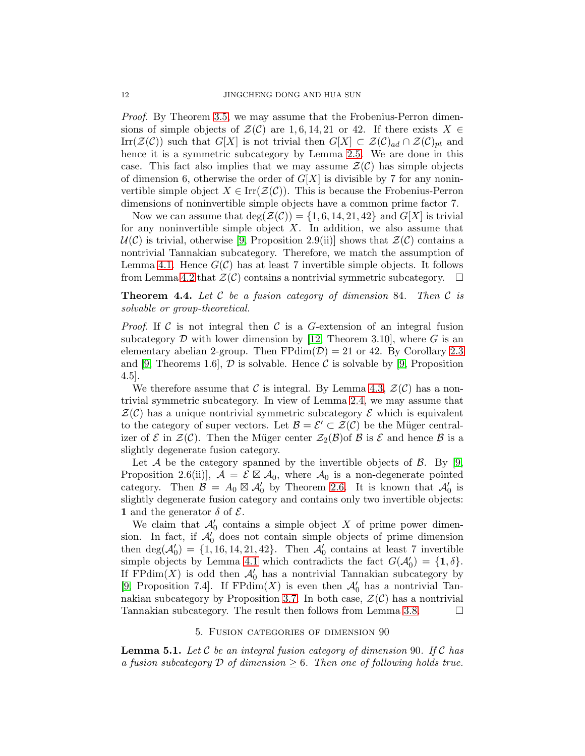*Proof.* By Theorem 3.5, we may assume that the Frobenius-Perron dimensions of simple objects of $\mathcal{Z}(\mathcal{C})$ are 1, 6, 14, 21 or 42. If there exists $X \in \mathrm{Irr}(\mathcal{Z}(\mathcal{C}))$ such that $G[X]$ is not trivial then $G[X] \subset \mathcal{Z}(\mathcal{C})_{ad} \cap \mathcal{Z}(\mathcal{C})_{pt}$ and hence it is a symmetric subcategory by Lemma 2.5. We are done in this case. This fact also implies that we may assume $\mathcal{Z}(\mathcal{C})$ has simple objects of dimension 6, otherwise the order of $G[X]$ is divisible by 7 for any noninvertible simple object $X \in \mathrm{Irr}(\mathcal{Z}(\mathcal{C}))$. This is because the Frobenius-Perron dimensions of noninvertible simple objects have a common prime factor 7.

Now we can assume that $\deg(\mathcal{Z}(\mathcal{C})) = \{1, 6, 14, 21, 42\}$ and $G[X]$ is trivial for any noninvertible simple object $X$. In addition, we also assume that $\mathcal{U}(\mathcal{C})$ is trivial, otherwise [9, Proposition 2.9(ii)] shows that $\mathcal{Z}(\mathcal{C})$ contains a nontrivial Tannakian subcategory. Therefore, we match the assumption of Lemma 4.1. Hence $G(\mathcal{C})$ has at least 7 invertible simple objects. It follows from Lemma 4.2 that $\mathcal{Z}(\mathcal{C})$ contains a nontrivial symmetric subcategory. $\square$

**Theorem 4.4.** *Let $\mathcal{C}$ be a fusion category of dimension 84. Then $\mathcal{C}$ is solvable or group-theoretical.*

*Proof.* If $\mathcal{C}$ is not integral then $\mathcal{C}$ is a $G$-extension of an integral fusion subcategory $\mathcal{D}$ with lower dimension by [12, Theorem 3.10], where $G$ is an elementary abelian 2-group. Then $\mathrm{FPdim}(\mathcal{D}) = 21$ or 42. By Corollary 2.3 and [9, Theorems 1.6], $\mathcal{D}$ is solvable. Hence $\mathcal{C}$ is solvable by [9, Proposition 4.5].

We therefore assume that $\mathcal{C}$ is integral. By Lemma 4.3, $\mathcal{Z}(\mathcal{C})$ has a nontrivial symmetric subcategory. In view of Lemma 2.4, we may assume that $\mathcal{Z}(\mathcal{C})$ has a unique nontrivial symmetric subcategory $\mathcal{E}$ which is equivalent to the category of super vectors. Let $\mathcal{B} = \mathcal{E}' \subset \mathcal{Z}(\mathcal{C})$ be the Müger centralizer of $\mathcal{E}$ in $\mathcal{Z}(\mathcal{C})$. Then the Müger center $\mathcal{Z}_2(\mathcal{B})$of $\mathcal{B}$ is $\mathcal{E}$ and hence $\mathcal{B}$ is a slightly degenerate fusion category.

Let $\mathcal{A}$ be the category spanned by the invertible objects of $\mathcal{B}$. By [9, Proposition 2.6(ii)], $\mathcal{A} = \mathcal{E} \boxtimes \mathcal{A}_0$, where $\mathcal{A}_0$ is a non-degenerate pointed category. Then $\mathcal{B} = A_0 \boxtimes \mathcal{A}_0'$ by Theorem 2.6. It is known that $\mathcal{A}_0'$ is slightly degenerate fusion category and contains only two invertible objects: $\mathbf{1}$ and the generator $\delta$ of $\mathcal{E}$.

We claim that $\mathcal{A}_0'$ contains a simple object $X$ of prime power dimension. In fact, if $\mathcal{A}_0'$ does not contain simple objects of prime dimension then $\deg(\mathcal{A}_0') = \{1, 16, 14, 21, 42\}$. Then $\mathcal{A}_0'$ contains at least 7 invertible simple objects by Lemma 4.1 which contradicts the fact $G(\mathcal{A}_0') = \{\mathbf{1}, \delta\}$. If $\mathrm{FPdim}(X)$ is odd then $\mathcal{A}_0'$ has a nontrivial Tannakian subcategory by [9, Proposition 7.4]. If $\mathrm{FPdim}(X)$ is even then $\mathcal{A}_0'$ has a nontrivial Tannakian subcategory by Proposition 3.7. In both case, $\mathcal{Z}(\mathcal{C})$ has a nontrivial Tannakian subcategory. The result then follows from Lemma 3.8. $\square$

## 5. Fusion categories of dimension 90

**Lemma 5.1.** *Let $\mathcal{C}$ be an integral fusion category of dimension 90. If $\mathcal{C}$ has a fusion subcategory $\mathcal{D}$ of dimension $\geq 6$. Then one of following holds true.*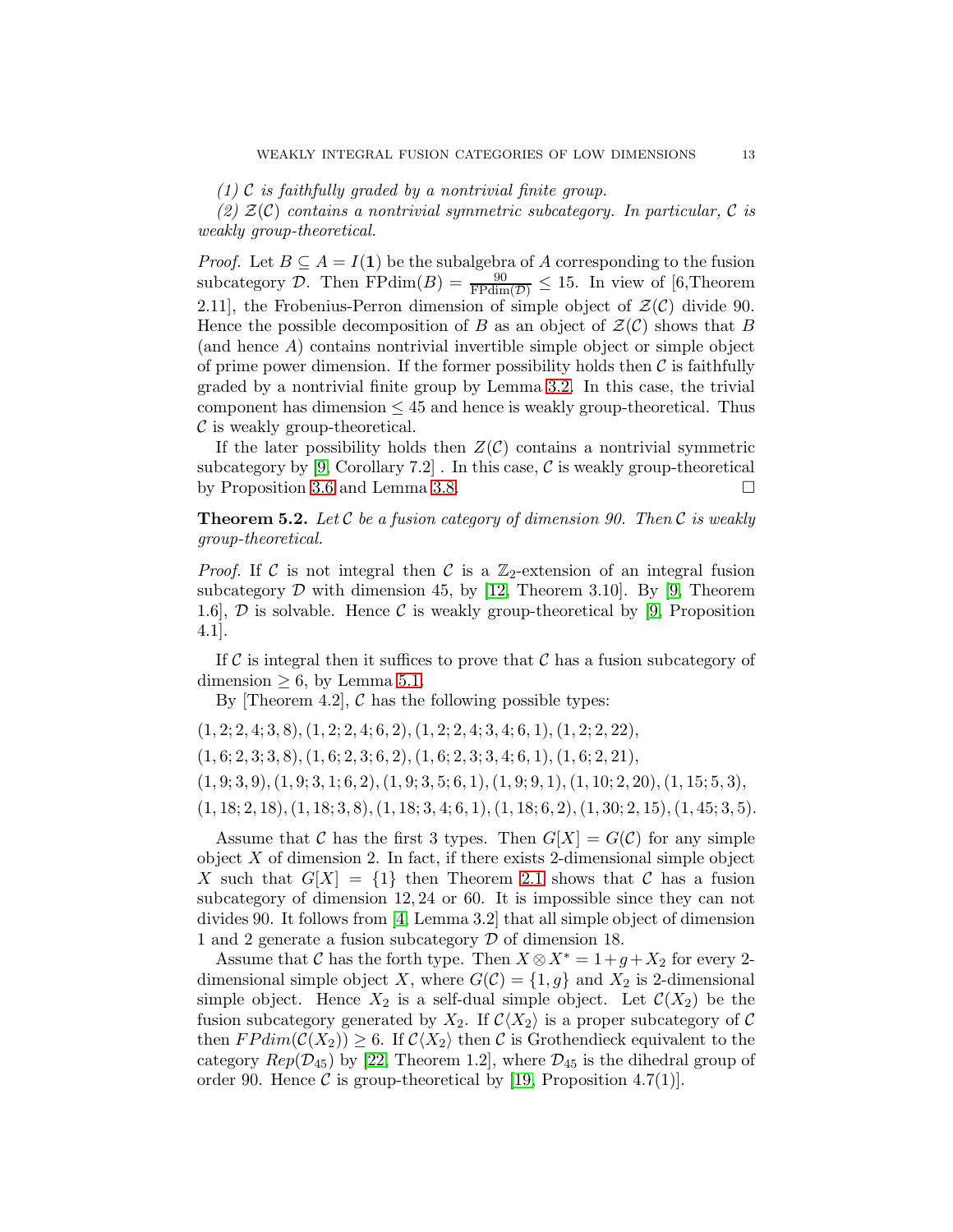*(1) $\mathcal{C}$ is faithfully graded by a nontrivial finite group.*

*(2) $\mathcal{Z}(\mathcal{C})$ contains a nontrivial symmetric subcategory. In particular, $\mathcal{C}$ is weakly group-theoretical.*

*Proof.* Let $B \subseteq A = I(\mathbf{1})$ be the subalgebra of $A$ corresponding to the fusion subcategory $\mathcal{D}$. Then $\mathrm{FPdim}(B) = \frac{90}{\mathrm{FPdim}(\mathcal{D})} \leq 15$. In view of [6,Theorem 2.11], the Frobenius-Perron dimension of simple object of $\mathcal{Z}(\mathcal{C})$ divide 90. Hence the possible decomposition of $B$ as an object of $\mathcal{Z}(\mathcal{C})$ shows that $B$ (and hence $A$) contains nontrivial invertible simple object or simple object of prime power dimension. If the former possibility holds then $\mathcal{C}$ is faithfully graded by a nontrivial finite group by Lemma 3.2. In this case, the trivial component has dimension $\leq 45$ and hence is weakly group-theoretical. Thus $\mathcal{C}$ is weakly group-theoretical.

If the later possibility holds then $Z(\mathcal{C})$ contains a nontrivial symmetric subcategory by [9, Corollary 7.2] . In this case, $\mathcal{C}$ is weakly group-theoretical by Proposition 3.6 and Lemma 3.8. □

**Theorem 5.2.** *Let $\mathcal{C}$ be a fusion category of dimension 90. Then $\mathcal{C}$ is weakly group-theoretical.*

*Proof.* If $\mathcal{C}$ is not integral then $\mathcal{C}$ is a $\mathbb{Z}_2$-extension of an integral fusion subcategory $\mathcal{D}$ with dimension 45, by [12, Theorem 3.10]. By [9, Theorem 1.6], $\mathcal{D}$ is solvable. Hence $\mathcal{C}$ is weakly group-theoretical by [9, Proposition 4.1].

If $\mathcal{C}$ is integral then it suffices to prove that $\mathcal{C}$ has a fusion subcategory of dimension $\geq 6$, by Lemma 5.1.

By [Theorem 4.2], $\mathcal{C}$ has the following possible types:

$(1,2;2,4;3,8), (1,2;2,4;6,2), (1,2;2,4;3,4;6,1), (1,2;2,22),$
$(1,6;2,3;3,8), (1,6;2,3;6,2), (1,6;2,3;3,4;6,1), (1,6;2,21),$
$(1,9;3,9), (1,9;3,1;6,2), (1,9;3,5;6,1), (1,9;9,1), (1,10;2,20), (1,15;5,3),$
$(1,18;2,18), (1,18;3,8), (1,18;3,4;6,1), (1,18;6,2), (1,30;2,15), (1,45;3,5).$

Assume that $\mathcal{C}$ has the first 3 types. Then $G[X] = G(\mathcal{C})$ for any simple object $X$ of dimension 2. In fact, if there exists 2-dimensional simple object $X$ such that $G[X] = \{1\}$ then Theorem 2.1 shows that $\mathcal{C}$ has a fusion subcategory of dimension $12, 24$ or $60$. It is impossible since they can not divides 90. It follows from [4, Lemma 3.2] that all simple object of dimension 1 and 2 generate a fusion subcategory $\mathcal{D}$ of dimension 18.

Assume that $\mathcal{C}$ has the forth type. Then $X \otimes X^* = 1 + g + X_2$ for every 2-dimensional simple object $X$, where $G(\mathcal{C}) = \{1, g\}$ and $X_2$ is 2-dimensional simple object. Hence $X_2$ is a self-dual simple object. Let $\mathcal{C}(X_2)$ be the fusion subcategory generated by $X_2$. If $\mathcal{C}\langle X_2\rangle$ is a proper subcategory of $\mathcal{C}$ then $FPdim(\mathcal{C}(X_2)) \geq 6$. If $\mathcal{C}\langle X_2\rangle$ then $\mathcal{C}$ is Grothendieck equivalent to the category $Rep(\mathcal{D}_{45})$ by [22, Theorem 1.2], where $\mathcal{D}_{45}$ is the dihedral group of order 90. Hence $\mathcal{C}$ is group-theoretical by [19, Proposition 4.7(1)].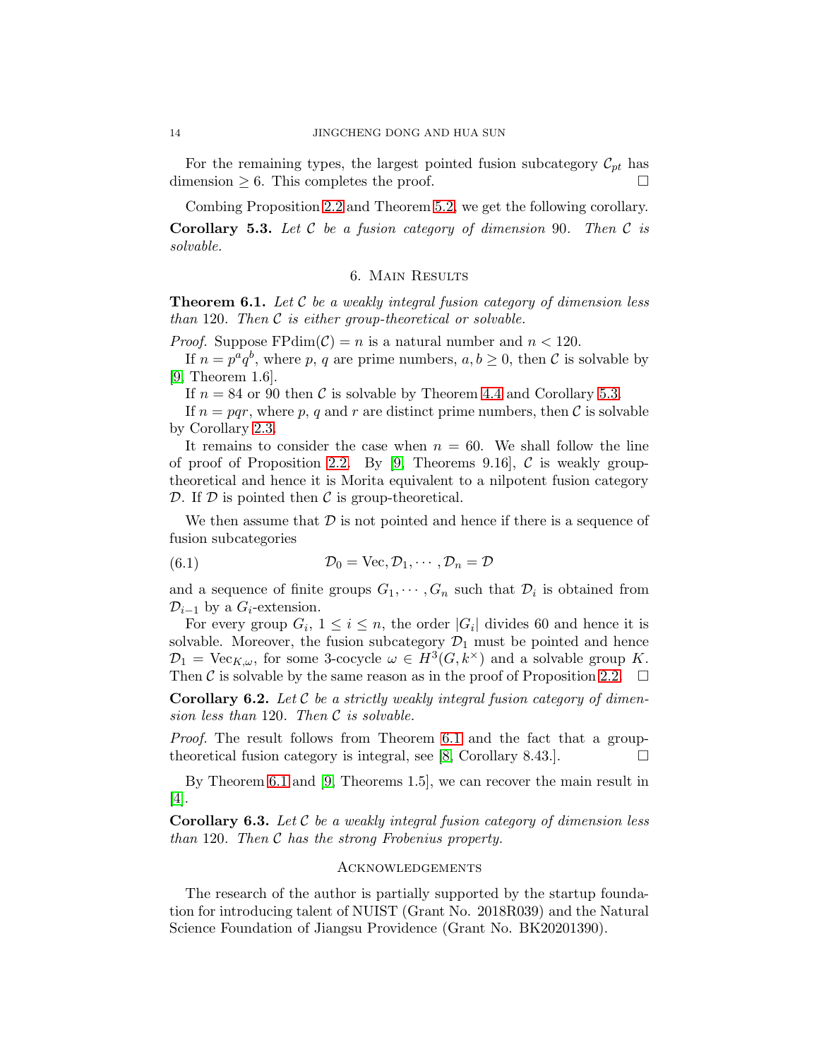For the remaining types, the largest pointed fusion subcategory $\mathcal{C}_{pt}$ has dimension $\geq 6$. This completes the proof. $\square$

Combing Proposition 2.2 and Theorem 5.2, we get the following corollary.

**Corollary 5.3.** *Let $\mathcal{C}$ be a fusion category of dimension 90. Then $\mathcal{C}$ is solvable.*

## 6. Main Results

**Theorem 6.1.** *Let $\mathcal{C}$ be a weakly integral fusion category of dimension less than 120. Then $\mathcal{C}$ is either group-theoretical or solvable.*

*Proof.* Suppose $\mathrm{FPdim}(\mathcal{C}) = n$ is a natural number and $n < 120$.

If $n = p^a q^b$, where $p$, $q$ are prime numbers, $a, b \geq 0$, then $\mathcal{C}$ is solvable by [9, Theorem 1.6].

If $n = 84$ or 90 then $\mathcal{C}$ is solvable by Theorem 4.4 and Corollary 5.3.

If $n = pqr$, where $p$, $q$ and $r$ are distinct prime numbers, then $\mathcal{C}$ is solvable by Corollary 2.3.

It remains to consider the case when $n = 60$. We shall follow the line of proof of Proposition 2.2. By [9, Theorems 9.16], $\mathcal{C}$ is weakly group-theoretical and hence it is Morita equivalent to a nilpotent fusion category $\mathcal{D}$. If $\mathcal{D}$ is pointed then $\mathcal{C}$ is group-theoretical.

We then assume that $\mathcal{D}$ is not pointed and hence if there is a sequence of fusion subcategories

$$\mathcal{D}_0 = \mathrm{Vec}, \mathcal{D}_1, \cdots, \mathcal{D}_n = \mathcal{D} \tag{6.1}$$

and a sequence of finite groups $G_1, \cdots, G_n$ such that $\mathcal{D}_i$ is obtained from $\mathcal{D}_{i-1}$ by a $G_i$-extension.

For every group $G_i$, $1 \leq i \leq n$, the order $|G_i|$ divides 60 and hence it is solvable. Moreover, the fusion subcategory $\mathcal{D}_1$ must be pointed and hence $\mathcal{D}_1 = \mathrm{Vec}_{K,\omega}$, for some 3-cocycle $\omega \in H^3(G, k^\times)$ and a solvable group $K$. Then $\mathcal{C}$ is solvable by the same reason as in the proof of Proposition 2.2. $\square$

**Corollary 6.2.** *Let $\mathcal{C}$ be a strictly weakly integral fusion category of dimension less than 120. Then $\mathcal{C}$ is solvable.*

*Proof.* The result follows from Theorem 6.1 and the fact that a group-theoretical fusion category is integral, see [8, Corollary 8.43.]. $\square$

By Theorem 6.1 and [9, Theorems 1.5], we can recover the main result in [4].

**Corollary 6.3.** *Let $\mathcal{C}$ be a weakly integral fusion category of dimension less than 120. Then $\mathcal{C}$ has the strong Frobenius property.*

## Acknowledgements

The research of the author is partially supported by the startup foundation for introducing talent of NUIST (Grant No. 2018R039) and the Natural Science Foundation of Jiangsu Providence (Grant No. BK20201390).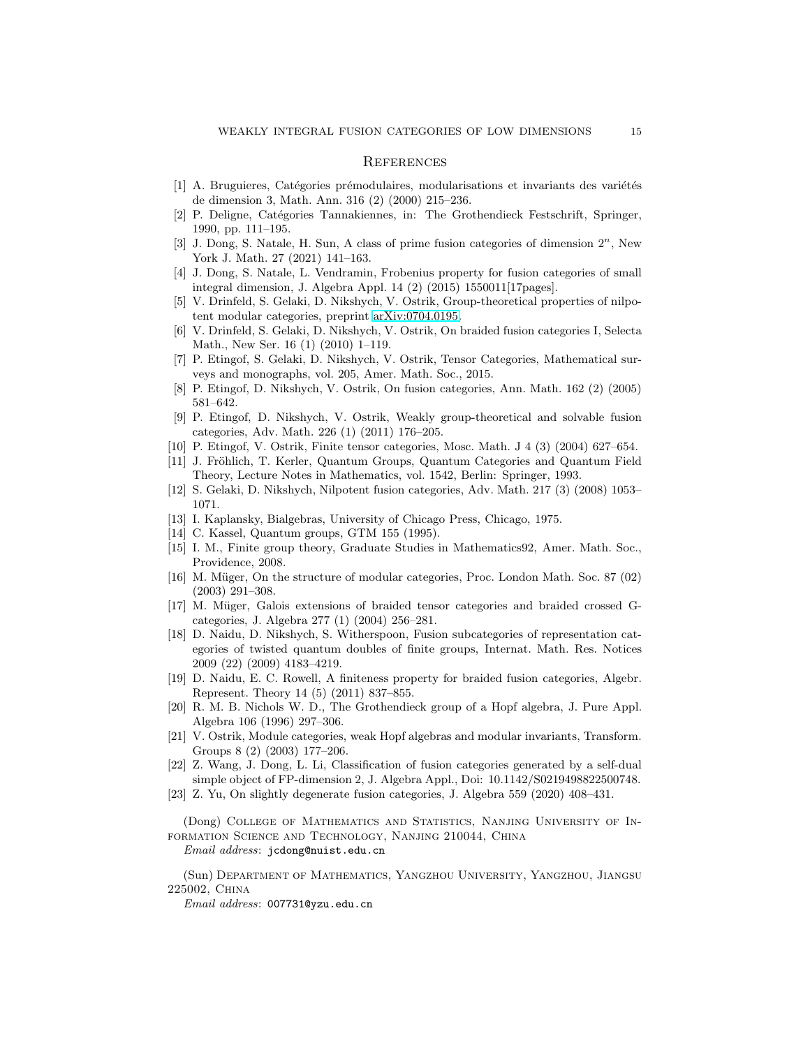## References

[1] A. Bruguieres, Catégories prémodulaires, modularisations et invariants des variétés de dimension 3, Math. Ann. 316 (2) (2000) 215–236.

[2] P. Deligne, Catégories Tannakiennes, in: The Grothendieck Festschrift, Springer, 1990, pp. 111–195.

[3] J. Dong, S. Natale, H. Sun, A class of prime fusion categories of dimension $2^n$, New York J. Math. 27 (2021) 141–163.

[4] J. Dong, S. Natale, L. Vendramin, Frobenius property for fusion categories of small integral dimension, J. Algebra Appl. 14 (2) (2015) 1550011[17pages].

[5] V. Drinfeld, S. Gelaki, D. Nikshych, V. Ostrik, Group-theoretical properties of nilpotent modular categories, preprint arXiv:0704.0195.

[6] V. Drinfeld, S. Gelaki, D. Nikshych, V. Ostrik, On braided fusion categories I, Selecta Math., New Ser. 16 (1) (2010) 1–119.

[7] P. Etingof, S. Gelaki, D. Nikshych, V. Ostrik, Tensor Categories, Mathematical surveys and monographs, vol. 205, Amer. Math. Soc., 2015.

[8] P. Etingof, D. Nikshych, V. Ostrik, On fusion categories, Ann. Math. 162 (2) (2005) 581–642.

[9] P. Etingof, D. Nikshych, V. Ostrik, Weakly group-theoretical and solvable fusion categories, Adv. Math. 226 (1) (2011) 176–205.

[10] P. Etingof, V. Ostrik, Finite tensor categories, Mosc. Math. J 4 (3) (2004) 627–654.

[11] J. Fröhlich, T. Kerler, Quantum Groups, Quantum Categories and Quantum Field Theory, Lecture Notes in Mathematics, vol. 1542, Berlin: Springer, 1993.

[12] S. Gelaki, D. Nikshych, Nilpotent fusion categories, Adv. Math. 217 (3) (2008) 1053–1071.

[13] I. Kaplansky, Bialgebras, University of Chicago Press, Chicago, 1975.

[14] C. Kassel, Quantum groups, GTM 155 (1995).

[15] I. M., Finite group theory, Graduate Studies in Mathematics92, Amer. Math. Soc., Providence, 2008.

[16] M. Müger, On the structure of modular categories, Proc. London Math. Soc. 87 (02) (2003) 291–308.

[17] M. Müger, Galois extensions of braided tensor categories and braided crossed G-categories, J. Algebra 277 (1) (2004) 256–281.

[18] D. Naidu, D. Nikshych, S. Witherspoon, Fusion subcategories of representation categories of twisted quantum doubles of finite groups, Internat. Math. Res. Notices 2009 (22) (2009) 4183–4219.

[19] D. Naidu, E. C. Rowell, A finiteness property for braided fusion categories, Algebr. Represent. Theory 14 (5) (2011) 837–855.

[20] R. M. B. Nichols W. D., The Grothendieck group of a Hopf algebra, J. Pure Appl. Algebra 106 (1996) 297–306.

[21] V. Ostrik, Module categories, weak Hopf algebras and modular invariants, Transform. Groups 8 (2) (2003) 177–206.

[22] Z. Wang, J. Dong, L. Li, Classification of fusion categories generated by a self-dual simple object of FP-dimension 2, J. Algebra Appl., Doi: 10.1142/S0219498822500748.

[23] Z. Yu, On slightly degenerate fusion categories, J. Algebra 559 (2020) 408–431.

(Dong) College of Mathematics and Statistics, Nanjing University of Information Science and Technology, Nanjing 210044, China

*Email address*: jcdong@nuist.edu.cn

(Sun) Department of Mathematics, Yangzhou University, Yangzhou, Jiangsu 225002, China

*Email address*: 007731@yzu.edu.cn